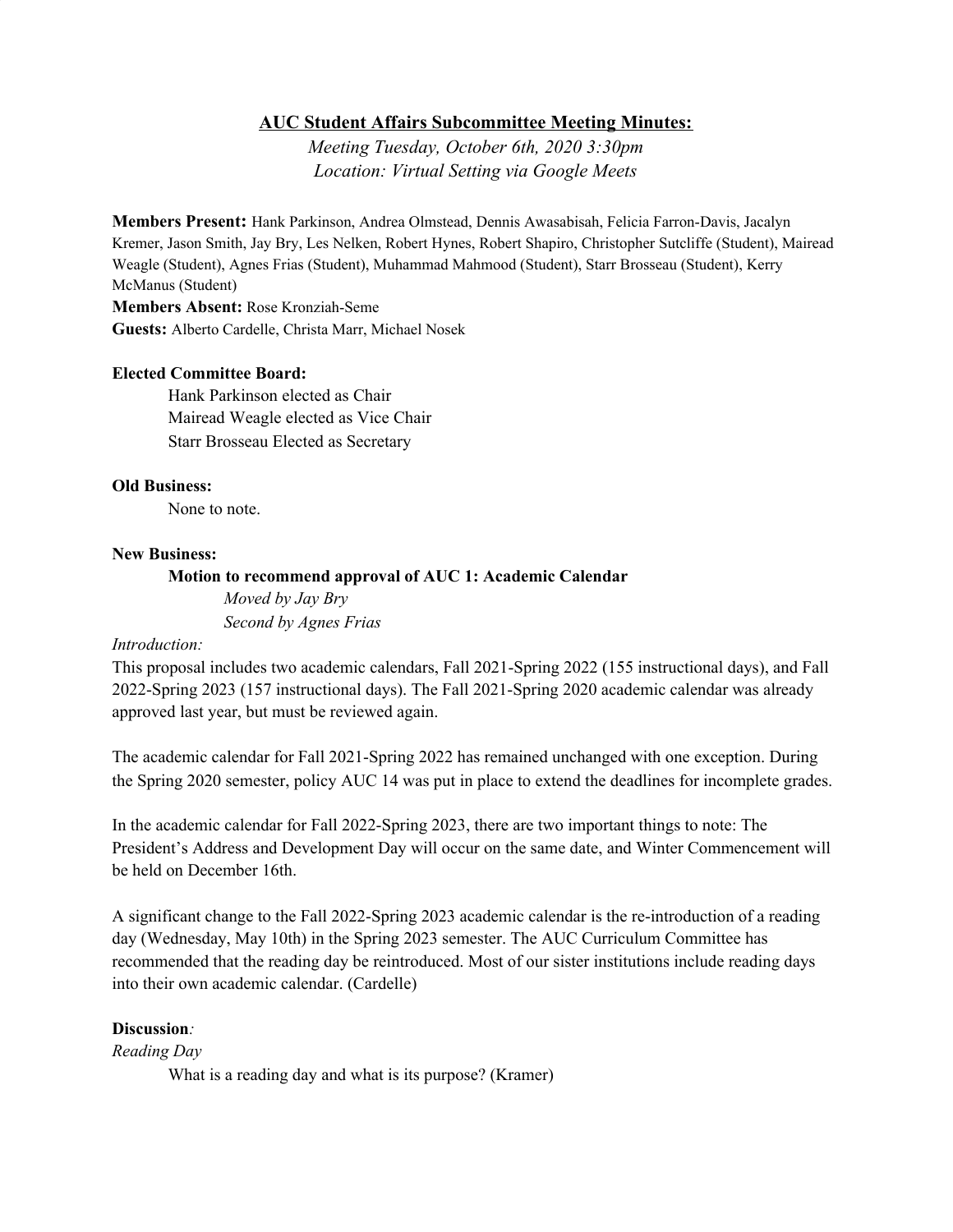# AUC Student Affairs Subcommittee Meeting Minutes:

*Meeting Tuesday, October 6th, 2020 3:30pm*
*Location: Virtual Setting via Google Meets*

**Members Present:** Hank Parkinson, Andrea Olmstead, Dennis Awasabisah, Felicia Farron-Davis, Jacalyn Kremer, Jason Smith, Jay Bry, Les Nelken, Robert Hynes, Robert Shapiro, Christopher Sutcliffe (Student), Mairead Weagle (Student), Agnes Frias (Student), Muhammad Mahmood (Student), Starr Brosseau (Student), Kerry McManus (Student)
**Members Absent:** Rose Kronziah-Seme
**Guests:** Alberto Cardelle, Christa Marr, Michael Nosek

**Elected Committee Board:**

Hank Parkinson elected as Chair
Mairead Weagle elected as Vice Chair
Starr Brosseau Elected as Secretary

**Old Business:**

None to note.

**New Business:**

**Motion to recommend approval of AUC 1: Academic Calendar**

*Moved by Jay Bry*
*Second by Agnes Frias*

*Introduction:*

This proposal includes two academic calendars, Fall 2021-Spring 2022 (155 instructional days), and Fall 2022-Spring 2023 (157 instructional days). The Fall 2021-Spring 2020 academic calendar was already approved last year, but must be reviewed again.

The academic calendar for Fall 2021-Spring 2022 has remained unchanged with one exception. During the Spring 2020 semester, policy AUC 14 was put in place to extend the deadlines for incomplete grades.

In the academic calendar for Fall 2022-Spring 2023, there are two important things to note: The President's Address and Development Day will occur on the same date, and Winter Commencement will be held on December 16th.

A significant change to the Fall 2022-Spring 2023 academic calendar is the re-introduction of a reading day (Wednesday, May 10th) in the Spring 2023 semester. The AUC Curriculum Committee has recommended that the reading day be reintroduced. Most of our sister institutions include reading days into their own academic calendar. (Cardelle)

**Discussion***:*

*Reading Day*

What is a reading day and what is its purpose? (Kramer)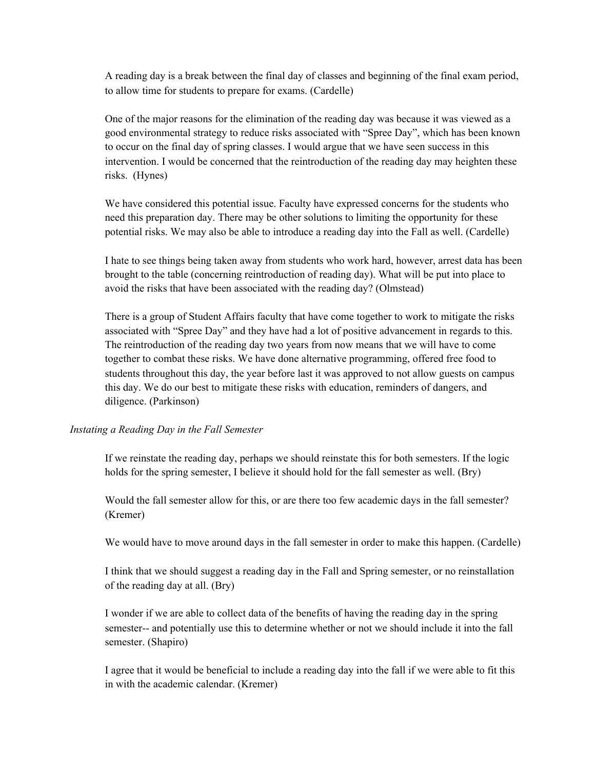A reading day is a break between the final day of classes and beginning of the final exam period, to allow time for students to prepare for exams. (Cardelle)

One of the major reasons for the elimination of the reading day was because it was viewed as a good environmental strategy to reduce risks associated with "Spree Day", which has been known to occur on the final day of spring classes. I would argue that we have seen success in this intervention. I would be concerned that the reintroduction of the reading day may heighten these risks. (Hynes)

We have considered this potential issue. Faculty have expressed concerns for the students who need this preparation day. There may be other solutions to limiting the opportunity for these potential risks. We may also be able to introduce a reading day into the Fall as well. (Cardelle)

I hate to see things being taken away from students who work hard, however, arrest data has been brought to the table (concerning reintroduction of reading day). What will be put into place to avoid the risks that have been associated with the reading day? (Olmstead)

There is a group of Student Affairs faculty that have come together to work to mitigate the risks associated with "Spree Day" and they have had a lot of positive advancement in regards to this. The reintroduction of the reading day two years from now means that we will have to come together to combat these risks. We have done alternative programming, offered free food to students throughout this day, the year before last it was approved to not allow guests on campus this day. We do our best to mitigate these risks with education, reminders of dangers, and diligence. (Parkinson)

*Instating a Reading Day in the Fall Semester*

If we reinstate the reading day, perhaps we should reinstate this for both semesters. If the logic holds for the spring semester, I believe it should hold for the fall semester as well. (Bry)

Would the fall semester allow for this, or are there too few academic days in the fall semester? (Kremer)

We would have to move around days in the fall semester in order to make this happen. (Cardelle)

I think that we should suggest a reading day in the Fall and Spring semester, or no reinstallation of the reading day at all. (Bry)

I wonder if we are able to collect data of the benefits of having the reading day in the spring semester-- and potentially use this to determine whether or not we should include it into the fall semester. (Shapiro)

I agree that it would be beneficial to include a reading day into the fall if we were able to fit this in with the academic calendar. (Kremer)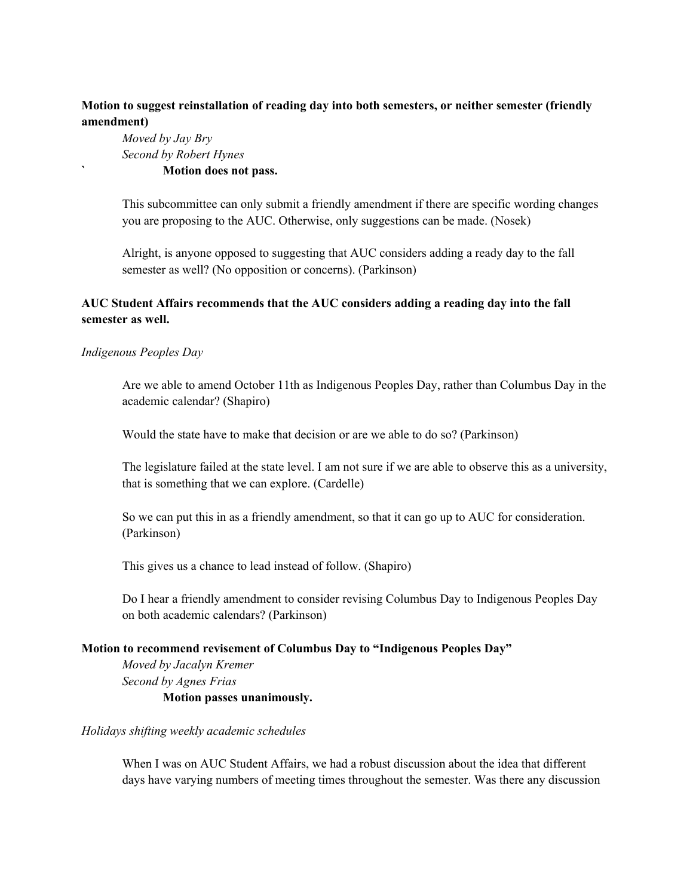**Motion to suggest reinstallation of reading day into both semesters, or neither semester (friendly amendment)**

*Moved by Jay Bry*
*Second by Robert Hynes*
` **Motion does not pass.**

This subcommittee can only submit a friendly amendment if there are specific wording changes you are proposing to the AUC. Otherwise, only suggestions can be made. (Nosek)

Alright, is anyone opposed to suggesting that AUC considers adding a ready day to the fall semester as well? (No opposition or concerns). (Parkinson)

**AUC Student Affairs recommends that the AUC considers adding a reading day into the fall semester as well.**

*Indigenous Peoples Day*

Are we able to amend October 11th as Indigenous Peoples Day, rather than Columbus Day in the academic calendar? (Shapiro)

Would the state have to make that decision or are we able to do so? (Parkinson)

The legislature failed at the state level. I am not sure if we are able to observe this as a university, that is something that we can explore. (Cardelle)

So we can put this in as a friendly amendment, so that it can go up to AUC for consideration. (Parkinson)

This gives us a chance to lead instead of follow. (Shapiro)

Do I hear a friendly amendment to consider revising Columbus Day to Indigenous Peoples Day on both academic calendars? (Parkinson)

**Motion to recommend revisement of Columbus Day to "Indigenous Peoples Day"**

*Moved by Jacalyn Kremer*
*Second by Agnes Frias*
**Motion passes unanimously.**

*Holidays shifting weekly academic schedules*

When I was on AUC Student Affairs, we had a robust discussion about the idea that different days have varying numbers of meeting times throughout the semester. Was there any discussion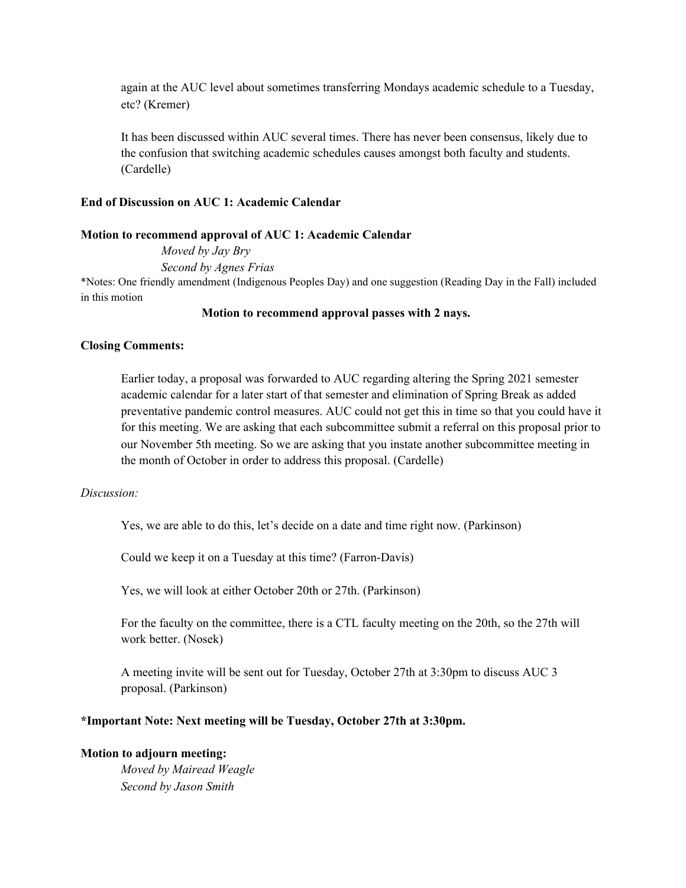again at the AUC level about sometimes transferring Mondays academic schedule to a Tuesday, etc? (Kremer)

It has been discussed within AUC several times. There has never been consensus, likely due to the confusion that switching academic schedules causes amongst both faculty and students. (Cardelle)

**End of Discussion on AUC 1: Academic Calendar**

**Motion to recommend approval of AUC 1: Academic Calendar**

*Moved by Jay Bry*
*Second by Agnes Frias*

*Notes: One friendly amendment (Indigenous Peoples Day) and one suggestion (Reading Day in the Fall) included in this motion

**Motion to recommend approval passes with 2 nays.**

**Closing Comments:**

Earlier today, a proposal was forwarded to AUC regarding altering the Spring 2021 semester academic calendar for a later start of that semester and elimination of Spring Break as added preventative pandemic control measures. AUC could not get this in time so that you could have it for this meeting. We are asking that each subcommittee submit a referral on this proposal prior to our November 5th meeting. So we are asking that you instate another subcommittee meeting in the month of October in order to address this proposal. (Cardelle)

*Discussion:*

Yes, we are able to do this, let's decide on a date and time right now. (Parkinson)

Could we keep it on a Tuesday at this time? (Farron-Davis)

Yes, we will look at either October 20th or 27th. (Parkinson)

For the faculty on the committee, there is a CTL faculty meeting on the 20th, so the 27th will work better. (Nosek)

A meeting invite will be sent out for Tuesday, October 27th at 3:30pm to discuss AUC 3 proposal. (Parkinson)

***Important Note: Next meeting will be Tuesday, October 27th at 3:30pm.**

**Motion to adjourn meeting:**

*Moved by Mairead Weagle*
*Second by Jason Smith*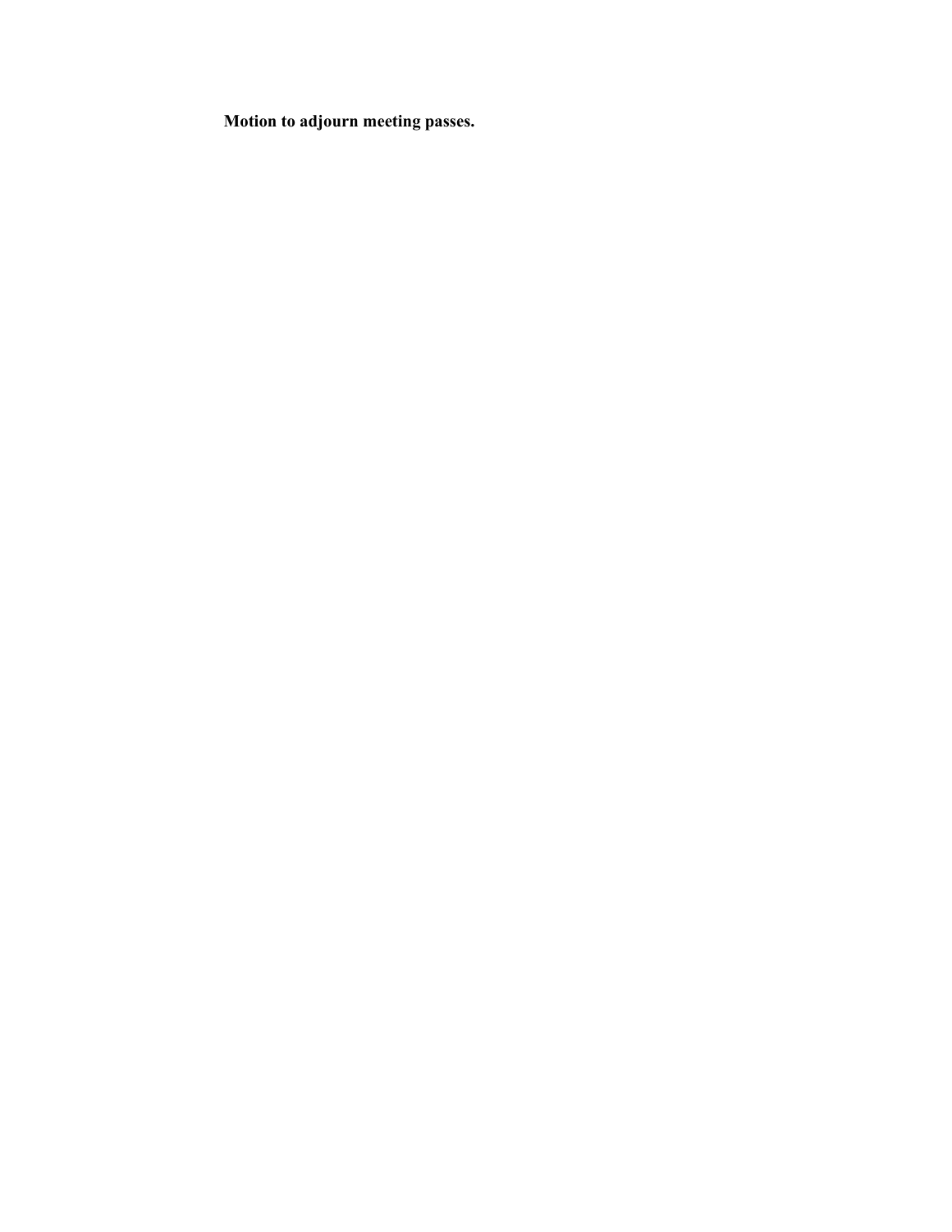**Motion to adjourn meeting passes.**